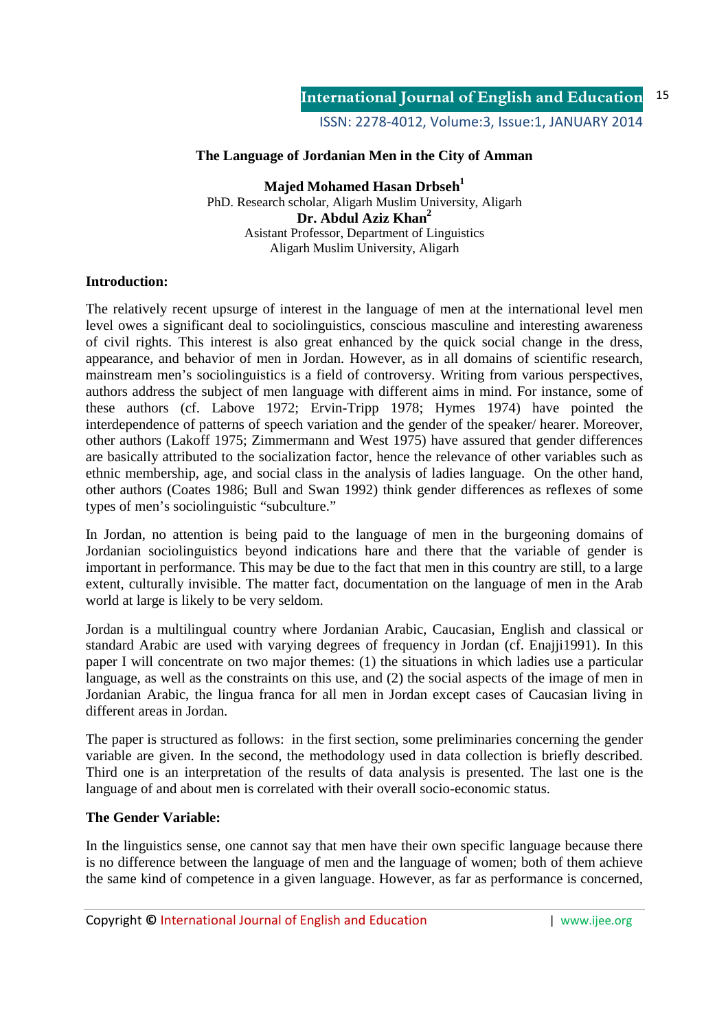# The Language of Jordanian Men in the City of Amman

**Majed Mohamed Hasan Drbseh**[1]
PhD. Research scholar, Aligarh Muslim University, Aligarh
**Dr. Abdul Aziz Khan**[2]
Asistant Professor, Department of Linguistics
Aligarh Muslim University, Aligarh

## Introduction:

The relatively recent upsurge of interest in the language of men at the international level men level owes a significant deal to sociolinguistics, conscious masculine and interesting awareness of civil rights. This interest is also great enhanced by the quick social change in the dress, appearance, and behavior of men in Jordan. However, as in all domains of scientific research, mainstream men's sociolinguistics is a field of controversy. Writing from various perspectives, authors address the subject of men language with different aims in mind. For instance, some of these authors (cf. Labove 1972; Ervin-Tripp 1978; Hymes 1974) have pointed the interdependence of patterns of speech variation and the gender of the speaker/ hearer. Moreover, other authors (Lakoff 1975; Zimmermann and West 1975) have assured that gender differences are basically attributed to the socialization factor, hence the relevance of other variables such as ethnic membership, age, and social class in the analysis of ladies language. On the other hand, other authors (Coates 1986; Bull and Swan 1992) think gender differences as reflexes of some types of men's sociolinguistic "subculture."

In Jordan, no attention is being paid to the language of men in the burgeoning domains of Jordanian sociolinguistics beyond indications hare and there that the variable of gender is important in performance. This may be due to the fact that men in this country are still, to a large extent, culturally invisible. The matter fact, documentation on the language of men in the Arab world at large is likely to be very seldom.

Jordan is a multilingual country where Jordanian Arabic, Caucasian, English and classical or standard Arabic are used with varying degrees of frequency in Jordan (cf. Enajji1991). In this paper I will concentrate on two major themes: (1) the situations in which ladies use a particular language, as well as the constraints on this use, and (2) the social aspects of the image of men in Jordanian Arabic, the lingua franca for all men in Jordan except cases of Caucasian living in different areas in Jordan.

The paper is structured as follows: in the first section, some preliminaries concerning the gender variable are given. In the second, the methodology used in data collection is briefly described. Third one is an interpretation of the results of data analysis is presented. The last one is the language of and about men is correlated with their overall socio-economic status.

## The Gender Variable:

In the linguistics sense, one cannot say that men have their own specific language because there is no difference between the language of men and the language of women; both of them achieve the same kind of competence in a given language. However, as far as performance is concerned,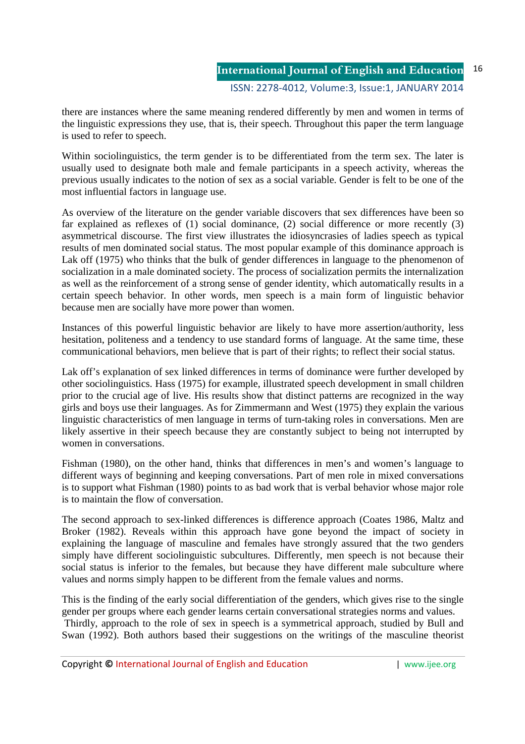there are instances where the same meaning rendered differently by men and women in terms of the linguistic expressions they use, that is, their speech. Throughout this paper the term language is used to refer to speech.

Within sociolinguistics, the term gender is to be differentiated from the term sex. The later is usually used to designate both male and female participants in a speech activity, whereas the previous usually indicates to the notion of sex as a social variable. Gender is felt to be one of the most influential factors in language use.

As overview of the literature on the gender variable discovers that sex differences have been so far explained as reflexes of (1) social dominance, (2) social difference or more recently (3) asymmetrical discourse. The first view illustrates the idiosyncrasies of ladies speech as typical results of men dominated social status. The most popular example of this dominance approach is Lak off (1975) who thinks that the bulk of gender differences in language to the phenomenon of socialization in a male dominated society. The process of socialization permits the internalization as well as the reinforcement of a strong sense of gender identity, which automatically results in a certain speech behavior. In other words, men speech is a main form of linguistic behavior because men are socially have more power than women.

Instances of this powerful linguistic behavior are likely to have more assertion/authority, less hesitation, politeness and a tendency to use standard forms of language. At the same time, these communicational behaviors, men believe that is part of their rights; to reflect their social status.

Lak off's explanation of sex linked differences in terms of dominance were further developed by other sociolinguistics. Hass (1975) for example, illustrated speech development in small children prior to the crucial age of live. His results show that distinct patterns are recognized in the way girls and boys use their languages. As for Zimmermann and West (1975) they explain the various linguistic characteristics of men language in terms of turn-taking roles in conversations. Men are likely assertive in their speech because they are constantly subject to being not interrupted by women in conversations.

Fishman (1980), on the other hand, thinks that differences in men's and women's language to different ways of beginning and keeping conversations. Part of men role in mixed conversations is to support what Fishman (1980) points to as bad work that is verbal behavior whose major role is to maintain the flow of conversation.

The second approach to sex-linked differences is difference approach (Coates 1986, Maltz and Broker (1982). Reveals within this approach have gone beyond the impact of society in explaining the language of masculine and females have strongly assured that the two genders simply have different sociolinguistic subcultures. Differently, men speech is not because their social status is inferior to the females, but because they have different male subculture where values and norms simply happen to be different from the female values and norms.

This is the finding of the early social differentiation of the genders, which gives rise to the single gender per groups where each gender learns certain conversational strategies norms and values.
Thirdly, approach to the role of sex in speech is a symmetrical approach, studied by Bull and Swan (1992). Both authors based their suggestions on the writings of the masculine theorist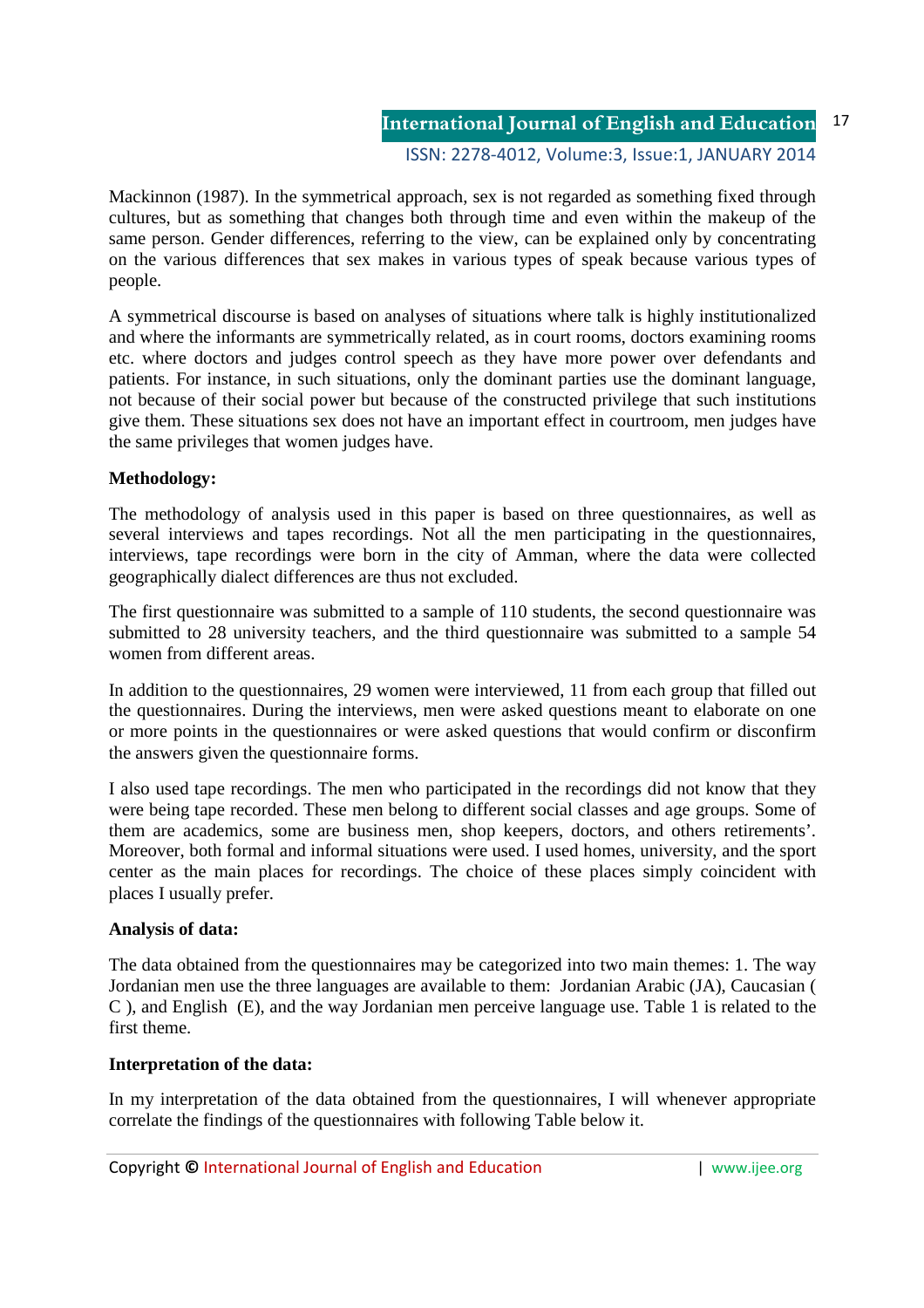Mackinnon (1987). In the symmetrical approach, sex is not regarded as something fixed through cultures, but as something that changes both through time and even within the makeup of the same person. Gender differences, referring to the view, can be explained only by concentrating on the various differences that sex makes in various types of speak because various types of people.

A symmetrical discourse is based on analyses of situations where talk is highly institutionalized and where the informants are symmetrically related, as in court rooms, doctors examining rooms etc. where doctors and judges control speech as they have more power over defendants and patients. For instance, in such situations, only the dominant parties use the dominant language, not because of their social power but because of the constructed privilege that such institutions give them. These situations sex does not have an important effect in courtroom, men judges have the same privileges that women judges have.

**Methodology:**

The methodology of analysis used in this paper is based on three questionnaires, as well as several interviews and tapes recordings. Not all the men participating in the questionnaires, interviews, tape recordings were born in the city of Amman, where the data were collected geographically dialect differences are thus not excluded.

The first questionnaire was submitted to a sample of 110 students, the second questionnaire was submitted to 28 university teachers, and the third questionnaire was submitted to a sample 54 women from different areas.

In addition to the questionnaires, 29 women were interviewed, 11 from each group that filled out the questionnaires. During the interviews, men were asked questions meant to elaborate on one or more points in the questionnaires or were asked questions that would confirm or disconfirm the answers given the questionnaire forms.

I also used tape recordings. The men who participated in the recordings did not know that they were being tape recorded. These men belong to different social classes and age groups. Some of them are academics, some are business men, shop keepers, doctors, and others retirements'. Moreover, both formal and informal situations were used. I used homes, university, and the sport center as the main places for recordings. The choice of these places simply coincident with places I usually prefer.

**Analysis of data:**

The data obtained from the questionnaires may be categorized into two main themes: 1. The way Jordanian men use the three languages are available to them: Jordanian Arabic (JA), Caucasian ( C ), and English (E), and the way Jordanian men perceive language use. Table 1 is related to the first theme.

**Interpretation of the data:**

In my interpretation of the data obtained from the questionnaires, I will whenever appropriate correlate the findings of the questionnaires with following Table below it.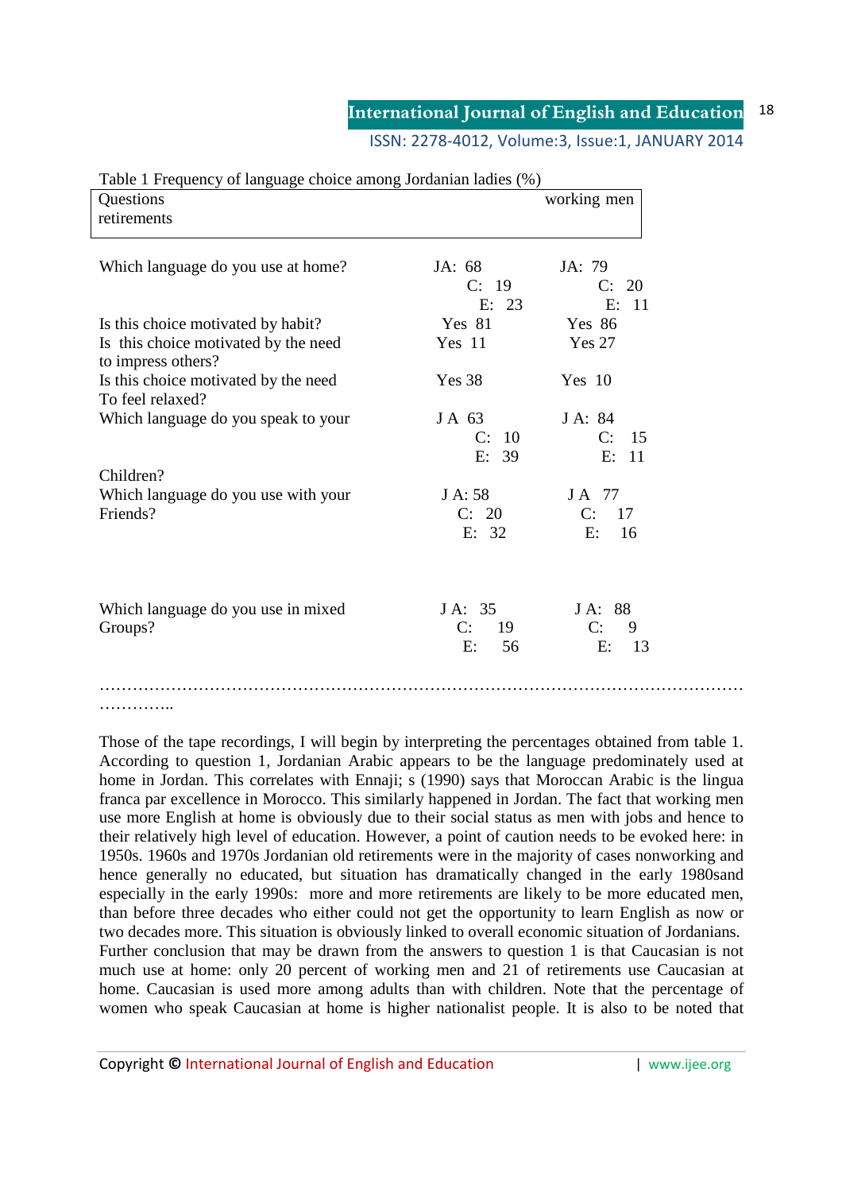Table 1 Frequency of language choice among Jordanian ladies (%)

| Questions | retirements | working men |
|---|---|---|
| Which language do you use at home? | JA: 68<br>C: 19<br>E: 23 | JA: 79<br>C: 20<br>E: 11 |
| Is this choice motivated by habit? | Yes 81 | Yes 86 |
| Is this choice motivated by the need to impress others? | Yes 11 | Yes 27 |
| Is this choice motivated by the need To feel relaxed? | Yes 38 | Yes 10 |
| Which language do you speak to your Children? | J A 63<br>C: 10<br>E: 39 | J A: 84<br>C: 15<br>E: 11 |
| Which language do you use with your Friends? | J A: 58<br>C: 20<br>E: 32 | J A 77<br>C: 17<br>E: 16 |
| Which language do you use in mixed Groups? | J A: 35<br>C: 19<br>E: 56 | J A: 88<br>C: 9<br>E: 13 |

…………………………………………………………………………………………………………………..

Those of the tape recordings, I will begin by interpreting the percentages obtained from table 1. According to question 1, Jordanian Arabic appears to be the language predominately used at home in Jordan. This correlates with Ennaji; s (1990) says that Moroccan Arabic is the lingua franca par excellence in Morocco. This similarly happened in Jordan. The fact that working men use more English at home is obviously due to their social status as men with jobs and hence to their relatively high level of education. However, a point of caution needs to be evoked here: in 1950s. 1960s and 1970s Jordanian old retirements were in the majority of cases nonworking and hence generally no educated, but situation has dramatically changed in the early 1980sand especially in the early 1990s: more and more retirements are likely to be more educated men, than before three decades who either could not get the opportunity to learn English as now or two decades more. This situation is obviously linked to overall economic situation of Jordanians. Further conclusion that may be drawn from the answers to question 1 is that Caucasian is not much use at home: only 20 percent of working men and 21 of retirements use Caucasian at home. Caucasian is used more among adults than with children. Note that the percentage of women who speak Caucasian at home is higher nationalist people. It is also to be noted that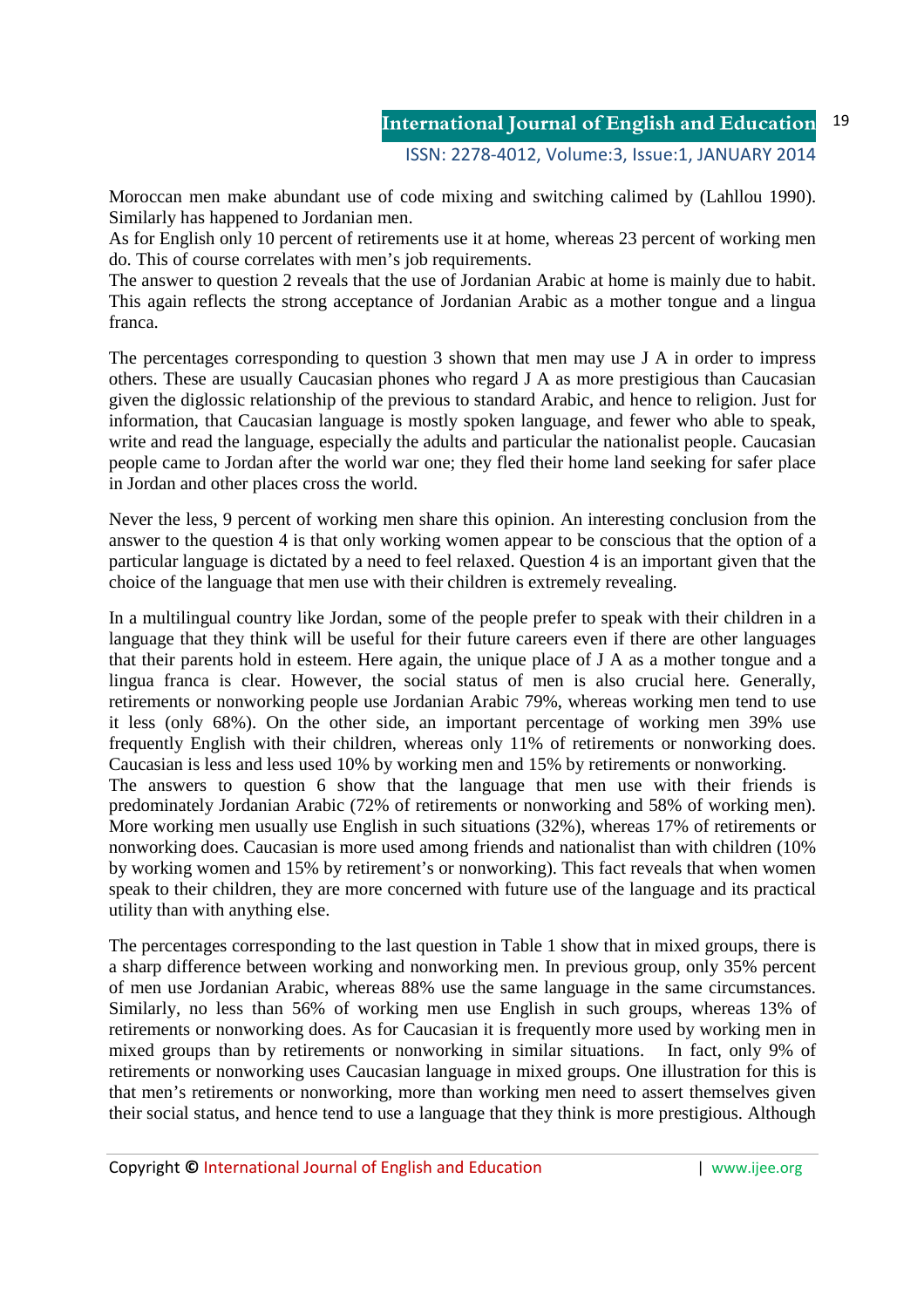Moroccan men make abundant use of code mixing and switching calimed by (Lahllou 1990). Similarly has happened to Jordanian men.

As for English only 10 percent of retirements use it at home, whereas 23 percent of working men do. This of course correlates with men's job requirements.

The answer to question 2 reveals that the use of Jordanian Arabic at home is mainly due to habit. This again reflects the strong acceptance of Jordanian Arabic as a mother tongue and a lingua franca.

The percentages corresponding to question 3 shown that men may use J A in order to impress others. These are usually Caucasian phones who regard J A as more prestigious than Caucasian given the diglossic relationship of the previous to standard Arabic, and hence to religion. Just for information, that Caucasian language is mostly spoken language, and fewer who able to speak, write and read the language, especially the adults and particular the nationalist people. Caucasian people came to Jordan after the world war one; they fled their home land seeking for safer place in Jordan and other places cross the world.

Never the less, 9 percent of working men share this opinion. An interesting conclusion from the answer to the question 4 is that only working women appear to be conscious that the option of a particular language is dictated by a need to feel relaxed. Question 4 is an important given that the choice of the language that men use with their children is extremely revealing.

In a multilingual country like Jordan, some of the people prefer to speak with their children in a language that they think will be useful for their future careers even if there are other languages that their parents hold in esteem. Here again, the unique place of J A as a mother tongue and a lingua franca is clear. However, the social status of men is also crucial here. Generally, retirements or nonworking people use Jordanian Arabic 79%, whereas working men tend to use it less (only 68%). On the other side, an important percentage of working men 39% use frequently English with their children, whereas only 11% of retirements or nonworking does. Caucasian is less and less used 10% by working men and 15% by retirements or nonworking.

The answers to question 6 show that the language that men use with their friends is predominately Jordanian Arabic (72% of retirements or nonworking and 58% of working men). More working men usually use English in such situations (32%), whereas 17% of retirements or nonworking does. Caucasian is more used among friends and nationalist than with children (10% by working women and 15% by retirement's or nonworking). This fact reveals that when women speak to their children, they are more concerned with future use of the language and its practical utility than with anything else.

The percentages corresponding to the last question in Table 1 show that in mixed groups, there is a sharp difference between working and nonworking men. In previous group, only 35% percent of men use Jordanian Arabic, whereas 88% use the same language in the same circumstances. Similarly, no less than 56% of working men use English in such groups, whereas 13% of retirements or nonworking does. As for Caucasian it is frequently more used by working men in mixed groups than by retirements or nonworking in similar situations. In fact, only 9% of retirements or nonworking uses Caucasian language in mixed groups. One illustration for this is that men's retirements or nonworking, more than working men need to assert themselves given their social status, and hence tend to use a language that they think is more prestigious. Although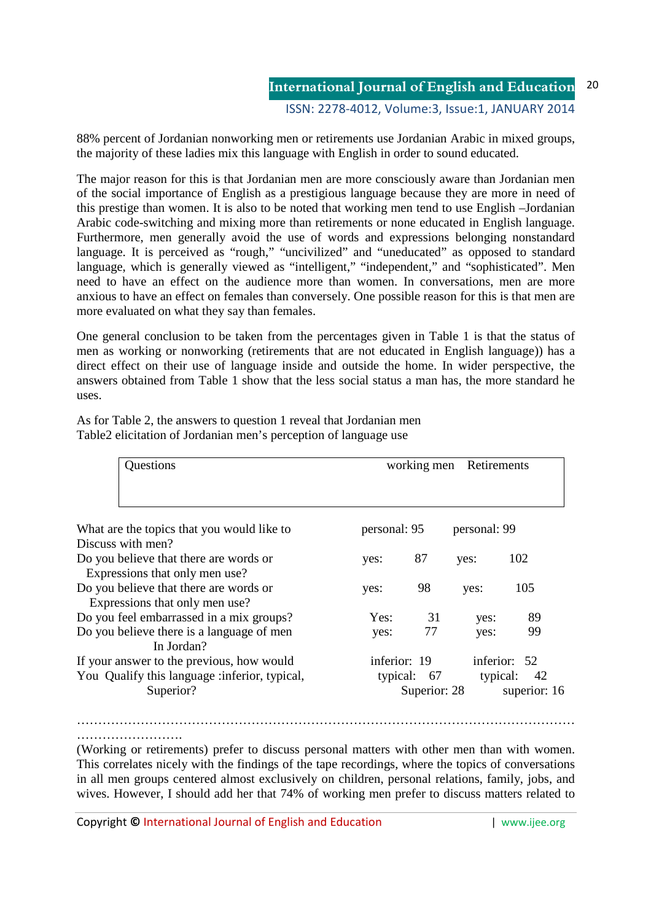88% percent of Jordanian nonworking men or retirements use Jordanian Arabic in mixed groups, the majority of these ladies mix this language with English in order to sound educated.

The major reason for this is that Jordanian men are more consciously aware than Jordanian men of the social importance of English as a prestigious language because they are more in need of this prestige than women. It is also to be noted that working men tend to use English –Jordanian Arabic code-switching and mixing more than retirements or none educated in English language. Furthermore, men generally avoid the use of words and expressions belonging nonstandard language. It is perceived as "rough," "uncivilized" and "uneducated" as opposed to standard language, which is generally viewed as "intelligent," "independent," and "sophisticated". Men need to have an effect on the audience more than women. In conversations, men are more anxious to have an effect on females than conversely. One possible reason for this is that men are more evaluated on what they say than females.

One general conclusion to be taken from the percentages given in Table 1 is that the status of men as working or nonworking (retirements that are not educated in English language)) has a direct effect on their use of language inside and outside the home. In wider perspective, the answers obtained from Table 1 show that the less social status a man has, the more standard he uses.

As for Table 2, the answers to question 1 reveal that Jordanian men

Table2 elicitation of Jordanian men's perception of language use

| Questions | working men | Retirements |
|---|---|---|
| What are the topics that you would like to Discuss with men? | personal: 95 | personal: 99 |
| Do you believe that there are words or Expressions that only men use? | yes: 87 | yes: 102 |
| Do you believe that there are words or Expressions that only men use? | yes: 98 | yes: 105 |
| Do you feel embarrassed in a mix groups? | Yes: 31 | yes: 89 |
| Do you believe there is a language of men In Jordan? | yes: 77 | yes: 99 |
| If your answer to the previous, how would You Qualify this language :inferior, typical, Superior? | inferior: 19<br>typical: 67<br>Superior: 28 | inferior: 52<br>typical: 42<br>superior: 16 |

……………………………………………………………………………………………………………………………

(Working or retirements) prefer to discuss personal matters with other men than with women. This correlates nicely with the findings of the tape recordings, where the topics of conversations in all men groups centered almost exclusively on children, personal relations, family, jobs, and wives. However, I should add her that 74% of working men prefer to discuss matters related to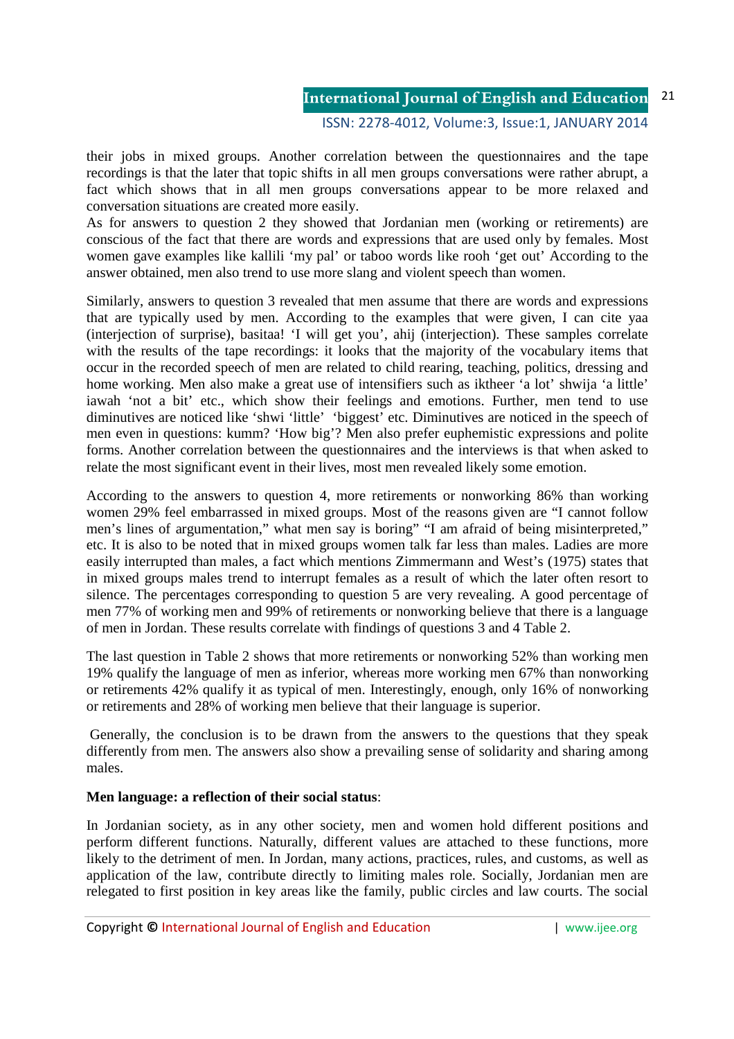their jobs in mixed groups. Another correlation between the questionnaires and the tape recordings is that the later that topic shifts in all men groups conversations were rather abrupt, a fact which shows that in all men groups conversations appear to be more relaxed and conversation situations are created more easily.

As for answers to question 2 they showed that Jordanian men (working or retirements) are conscious of the fact that there are words and expressions that are used only by females. Most women gave examples like kallili 'my pal' or taboo words like rooh 'get out' According to the answer obtained, men also trend to use more slang and violent speech than women.

Similarly, answers to question 3 revealed that men assume that there are words and expressions that are typically used by men. According to the examples that were given, I can cite yaa (interjection of surprise), basitaa! 'I will get you', ahij (interjection). These samples correlate with the results of the tape recordings: it looks that the majority of the vocabulary items that occur in the recorded speech of men are related to child rearing, teaching, politics, dressing and home working. Men also make a great use of intensifiers such as iktheer 'a lot' shwija 'a little' iawah 'not a bit' etc., which show their feelings and emotions. Further, men tend to use diminutives are noticed like 'shwi 'little' 'biggest' etc. Diminutives are noticed in the speech of men even in questions: kumm? 'How big'? Men also prefer euphemistic expressions and polite forms. Another correlation between the questionnaires and the interviews is that when asked to relate the most significant event in their lives, most men revealed likely some emotion.

According to the answers to question 4, more retirements or nonworking 86% than working women 29% feel embarrassed in mixed groups. Most of the reasons given are "I cannot follow men's lines of argumentation," what men say is boring" "I am afraid of being misinterpreted," etc. It is also to be noted that in mixed groups women talk far less than males. Ladies are more easily interrupted than males, a fact which mentions Zimmermann and West's (1975) states that in mixed groups males trend to interrupt females as a result of which the later often resort to silence. The percentages corresponding to question 5 are very revealing. A good percentage of men 77% of working men and 99% of retirements or nonworking believe that there is a language of men in Jordan. These results correlate with findings of questions 3 and 4 Table 2.

The last question in Table 2 shows that more retirements or nonworking 52% than working men 19% qualify the language of men as inferior, whereas more working men 67% than nonworking or retirements 42% qualify it as typical of men. Interestingly, enough, only 16% of nonworking or retirements and 28% of working men believe that their language is superior.

Generally, the conclusion is to be drawn from the answers to the questions that they speak differently from men. The answers also show a prevailing sense of solidarity and sharing among males.

**Men language: a reflection of their social status**:

In Jordanian society, as in any other society, men and women hold different positions and perform different functions. Naturally, different values are attached to these functions, more likely to the detriment of men. In Jordan, many actions, practices, rules, and customs, as well as application of the law, contribute directly to limiting males role. Socially, Jordanian men are relegated to first position in key areas like the family, public circles and law courts. The social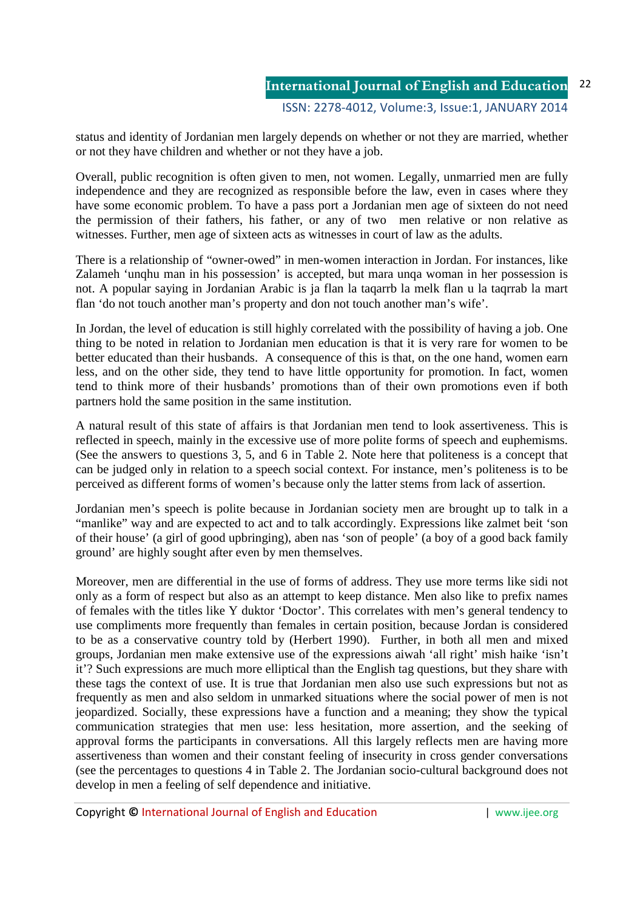status and identity of Jordanian men largely depends on whether or not they are married, whether or not they have children and whether or not they have a job.

Overall, public recognition is often given to men, not women. Legally, unmarried men are fully independence and they are recognized as responsible before the law, even in cases where they have some economic problem. To have a pass port a Jordanian men age of sixteen do not need the permission of their fathers, his father, or any of two men relative or non relative as witnesses. Further, men age of sixteen acts as witnesses in court of law as the adults.

There is a relationship of "owner-owed" in men-women interaction in Jordan. For instances, like Zalameh 'unqhu man in his possession' is accepted, but mara unqa woman in her possession is not. A popular saying in Jordanian Arabic is ja flan la taqarrb la melk flan u la taqrrab la mart flan 'do not touch another man's property and don not touch another man's wife'.

In Jordan, the level of education is still highly correlated with the possibility of having a job. One thing to be noted in relation to Jordanian men education is that it is very rare for women to be better educated than their husbands. A consequence of this is that, on the one hand, women earn less, and on the other side, they tend to have little opportunity for promotion. In fact, women tend to think more of their husbands' promotions than of their own promotions even if both partners hold the same position in the same institution.

A natural result of this state of affairs is that Jordanian men tend to look assertiveness. This is reflected in speech, mainly in the excessive use of more polite forms of speech and euphemisms. (See the answers to questions 3, 5, and 6 in Table 2. Note here that politeness is a concept that can be judged only in relation to a speech social context. For instance, men's politeness is to be perceived as different forms of women's because only the latter stems from lack of assertion.

Jordanian men's speech is polite because in Jordanian society men are brought up to talk in a "manlike" way and are expected to act and to talk accordingly. Expressions like zalmet beit 'son of their house' (a girl of good upbringing), aben nas 'son of people' (a boy of a good back family ground' are highly sought after even by men themselves.

Moreover, men are differential in the use of forms of address. They use more terms like sidi not only as a form of respect but also as an attempt to keep distance. Men also like to prefix names of females with the titles like Y duktor 'Doctor'. This correlates with men's general tendency to use compliments more frequently than females in certain position, because Jordan is considered to be as a conservative country told by (Herbert 1990). Further, in both all men and mixed groups, Jordanian men make extensive use of the expressions aiwah 'all right' mish haike 'isn't it'? Such expressions are much more elliptical than the English tag questions, but they share with these tags the context of use. It is true that Jordanian men also use such expressions but not as frequently as men and also seldom in unmarked situations where the social power of men is not jeopardized. Socially, these expressions have a function and a meaning; they show the typical communication strategies that men use: less hesitation, more assertion, and the seeking of approval forms the participants in conversations. All this largely reflects men are having more assertiveness than women and their constant feeling of insecurity in cross gender conversations (see the percentages to questions 4 in Table 2. The Jordanian socio-cultural background does not develop in men a feeling of self dependence and initiative.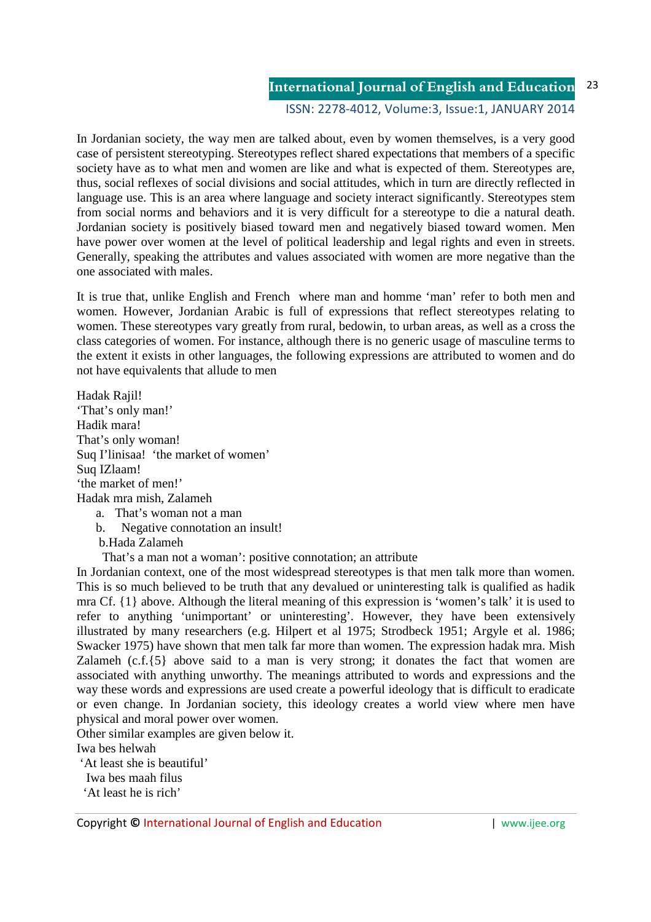In Jordanian society, the way men are talked about, even by women themselves, is a very good case of persistent stereotyping. Stereotypes reflect shared expectations that members of a specific society have as to what men and women are like and what is expected of them. Stereotypes are, thus, social reflexes of social divisions and social attitudes, which in turn are directly reflected in language use. This is an area where language and society interact significantly. Stereotypes stem from social norms and behaviors and it is very difficult for a stereotype to die a natural death. Jordanian society is positively biased toward men and negatively biased toward women. Men have power over women at the level of political leadership and legal rights and even in streets. Generally, speaking the attributes and values associated with women are more negative than the one associated with males.

It is true that, unlike English and French where man and homme 'man' refer to both men and women. However, Jordanian Arabic is full of expressions that reflect stereotypes relating to women. These stereotypes vary greatly from rural, bedowin, to urban areas, as well as a cross the class categories of women. For instance, although there is no generic usage of masculine terms to the extent it exists in other languages, the following expressions are attributed to women and do not have equivalents that allude to men

Hadak Rajil!
'That's only man!'
Hadik mara!
That's only woman!
Suq I'linisaa! 'the market of women'
Suq IZlaam!
'the market of men!'
Hadak mra mish, Zalameh

a. That's woman not a man
b. Negative connotation an insult!

b.Hada Zalameh

That's a man not a woman': positive connotation; an attribute

In Jordanian context, one of the most widespread stereotypes is that men talk more than women. This is so much believed to be truth that any devalued or uninteresting talk is qualified as hadik mra Cf. {1} above. Although the literal meaning of this expression is 'women's talk' it is used to refer to anything 'unimportant' or uninteresting'. However, they have been extensively illustrated by many researchers (e.g. Hilpert et al 1975; Strodbeck 1951; Argyle et al. 1986; Swacker 1975) have shown that men talk far more than women. The expression hadak mra. Mish Zalameh (c.f.{5} above said to a man is very strong; it donates the fact that women are associated with anything unworthy. The meanings attributed to words and expressions and the way these words and expressions are used create a powerful ideology that is difficult to eradicate or even change. In Jordanian society, this ideology creates a world view where men have physical and moral power over women.

Other similar examples are given below it.

Iwa bes helwah
'At least she is beautiful'
Iwa bes maah filus
'At least he is rich'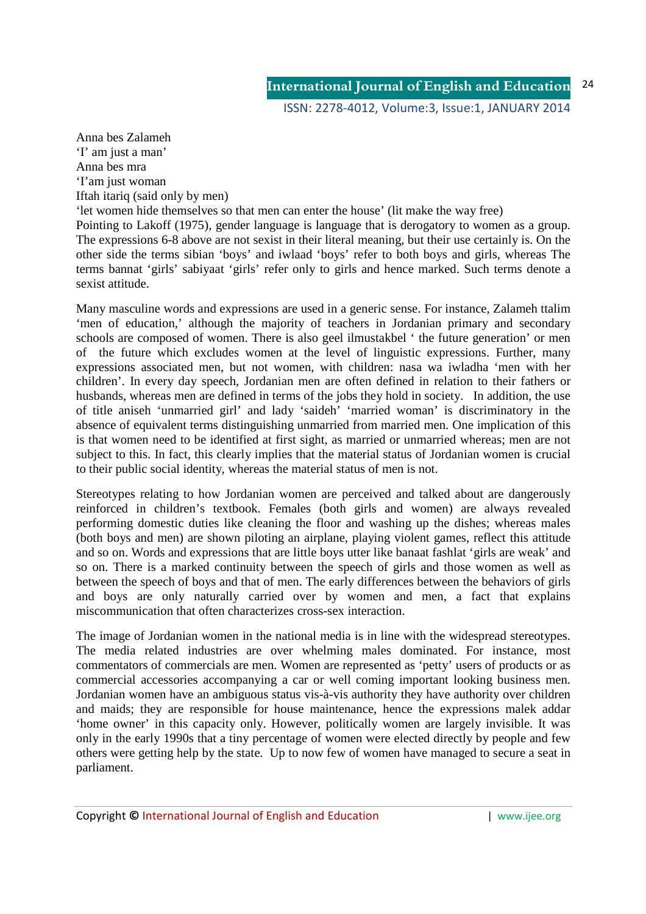Anna bes Zalameh

'I' am just a man'

Anna bes mra

'I'am just woman

Iftah itariq (said only by men)

'let women hide themselves so that men can enter the house' (lit make the way free)

Pointing to Lakoff (1975), gender language is language that is derogatory to women as a group. The expressions 6-8 above are not sexist in their literal meaning, but their use certainly is. On the other side the terms sibian 'boys' and iwlaad 'boys' refer to both boys and girls, whereas The terms bannat 'girls' sabiyaat 'girls' refer only to girls and hence marked. Such terms denote a sexist attitude.

Many masculine words and expressions are used in a generic sense. For instance, Zalameh ttalim 'men of education,' although the majority of teachers in Jordanian primary and secondary schools are composed of women. There is also geel ilmustakbel ' the future generation' or men of the future which excludes women at the level of linguistic expressions. Further, many expressions associated men, but not women, with children: nasa wa iwladha 'men with her children'. In every day speech, Jordanian men are often defined in relation to their fathers or husbands, whereas men are defined in terms of the jobs they hold in society. In addition, the use of title aniseh 'unmarried girl' and lady 'saideh' 'married woman' is discriminatory in the absence of equivalent terms distinguishing unmarried from married men. One implication of this is that women need to be identified at first sight, as married or unmarried whereas; men are not subject to this. In fact, this clearly implies that the material status of Jordanian women is crucial to their public social identity, whereas the material status of men is not.

Stereotypes relating to how Jordanian women are perceived and talked about are dangerously reinforced in children's textbook. Females (both girls and women) are always revealed performing domestic duties like cleaning the floor and washing up the dishes; whereas males (both boys and men) are shown piloting an airplane, playing violent games, reflect this attitude and so on. Words and expressions that are little boys utter like banaat fashlat 'girls are weak' and so on. There is a marked continuity between the speech of girls and those women as well as between the speech of boys and that of men. The early differences between the behaviors of girls and boys are only naturally carried over by women and men, a fact that explains miscommunication that often characterizes cross-sex interaction.

The image of Jordanian women in the national media is in line with the widespread stereotypes. The media related industries are over whelming males dominated. For instance, most commentators of commercials are men. Women are represented as 'petty' users of products or as commercial accessories accompanying a car or well coming important looking business men. Jordanian women have an ambiguous status vis-à-vis authority they have authority over children and maids; they are responsible for house maintenance, hence the expressions malek addar 'home owner' in this capacity only. However, politically women are largely invisible. It was only in the early 1990s that a tiny percentage of women were elected directly by people and few others were getting help by the state. Up to now few of women have managed to secure a seat in parliament.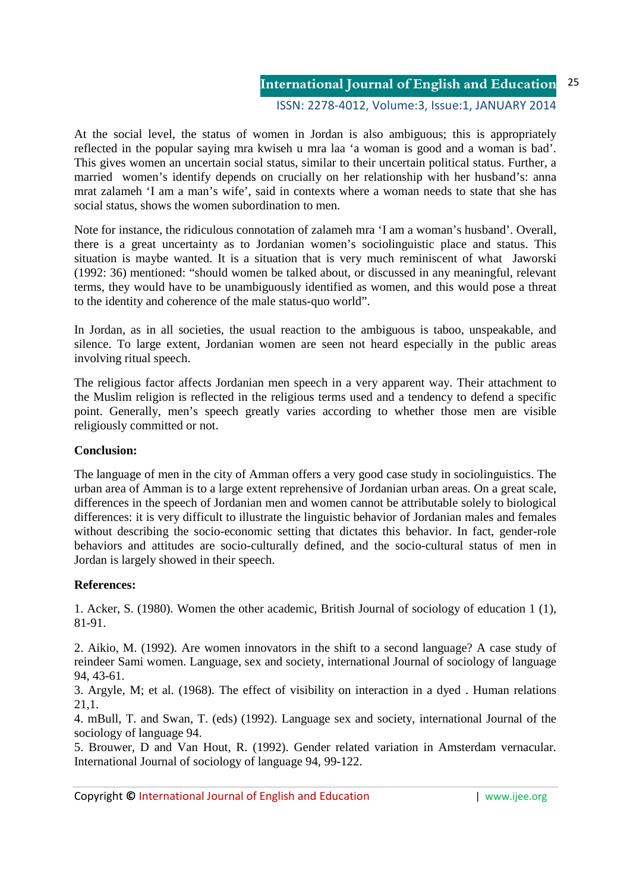At the social level, the status of women in Jordan is also ambiguous; this is appropriately reflected in the popular saying mra kwiseh u mra laa 'a woman is good and a woman is bad'. This gives women an uncertain social status, similar to their uncertain political status. Further, a married women's identify depends on crucially on her relationship with her husband's: anna mrat zalameh 'I am a man's wife', said in contexts where a woman needs to state that she has social status, shows the women subordination to men.

Note for instance, the ridiculous connotation of zalameh mra 'I am a woman's husband'. Overall, there is a great uncertainty as to Jordanian women's sociolinguistic place and status. This situation is maybe wanted. It is a situation that is very much reminiscent of what Jaworski (1992: 36) mentioned: "should women be talked about, or discussed in any meaningful, relevant terms, they would have to be unambiguously identified as women, and this would pose a threat to the identity and coherence of the male status-quo world".

In Jordan, as in all societies, the usual reaction to the ambiguous is taboo, unspeakable, and silence. To large extent, Jordanian women are seen not heard especially in the public areas involving ritual speech.

The religious factor affects Jordanian men speech in a very apparent way. Their attachment to the Muslim religion is reflected in the religious terms used and a tendency to defend a specific point. Generally, men's speech greatly varies according to whether those men are visible religiously committed or not.

**Conclusion:**

The language of men in the city of Amman offers a very good case study in sociolinguistics. The urban area of Amman is to a large extent reprehensive of Jordanian urban areas. On a great scale, differences in the speech of Jordanian men and women cannot be attributable solely to biological differences: it is very difficult to illustrate the linguistic behavior of Jordanian males and females without describing the socio-economic setting that dictates this behavior. In fact, gender-role behaviors and attitudes are socio-culturally defined, and the socio-cultural status of men in Jordan is largely showed in their speech.

**References:**

1. Acker, S. (1980). Women the other academic, British Journal of sociology of education 1 (1), 81-91.

2. Aikio, M. (1992). Are women innovators in the shift to a second language? A case study of reindeer Sami women. Language, sex and society, international Journal of sociology of language 94, 43-61.

3. Argyle, M; et al. (1968). The effect of visibility on interaction in a dyed . Human relations 21,1.

4. mBull, T. and Swan, T. (eds) (1992). Language sex and society, international Journal of the sociology of language 94.

5. Brouwer, D and Van Hout, R. (1992). Gender related variation in Amsterdam vernacular. International Journal of sociology of language 94, 99-122.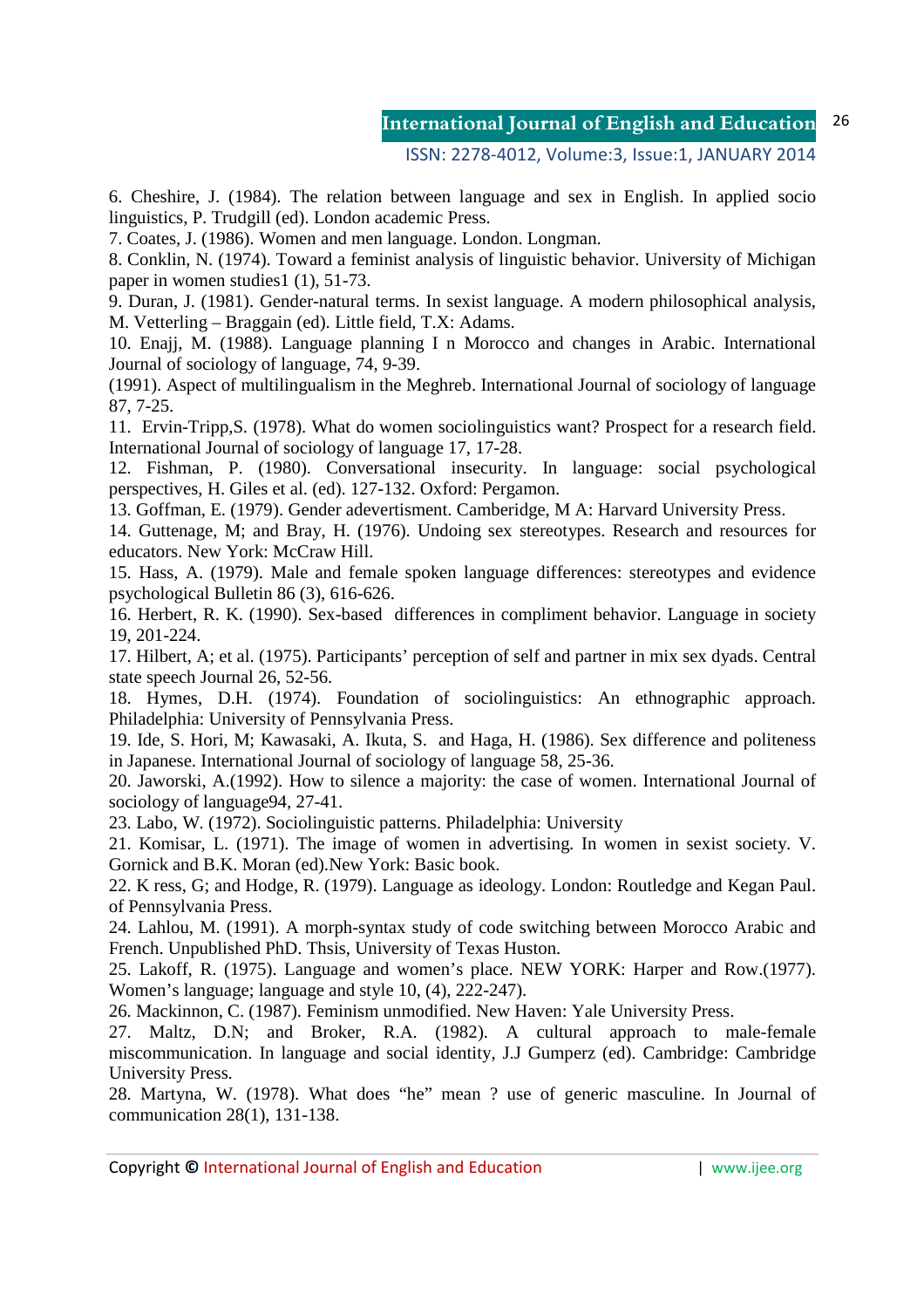6. Cheshire, J. (1984). The relation between language and sex in English. In applied socio linguistics, P. Trudgill (ed). London academic Press.

7. Coates, J. (1986). Women and men language. London. Longman.

8. Conklin, N. (1974). Toward a feminist analysis of linguistic behavior. University of Michigan paper in women studies1 (1), 51-73.

9. Duran, J. (1981). Gender-natural terms. In sexist language. A modern philosophical analysis, M. Vetterling – Braggain (ed). Little field, T.X: Adams.

10. Enajj, M. (1988). Language planning I n Morocco and changes in Arabic. International Journal of sociology of language, 74, 9-39.

(1991). Aspect of multilingualism in the Meghreb. International Journal of sociology of language 87, 7-25.

11. Ervin-Tripp,S. (1978). What do women sociolinguistics want? Prospect for a research field. International Journal of sociology of language 17, 17-28.

12. Fishman, P. (1980). Conversational insecurity. In language: social psychological perspectives, H. Giles et al. (ed). 127-132. Oxford: Pergamon.

13. Goffman, E. (1979). Gender adevertisment. Camberidge, M A: Harvard University Press.

14. Guttenage, M; and Bray, H. (1976). Undoing sex stereotypes. Research and resources for educators. New York: McCraw Hill.

15. Hass, A. (1979). Male and female spoken language differences: stereotypes and evidence psychological Bulletin 86 (3), 616-626.

16. Herbert, R. K. (1990). Sex-based differences in compliment behavior. Language in society 19, 201-224.

17. Hilbert, A; et al. (1975). Participants' perception of self and partner in mix sex dyads. Central state speech Journal 26, 52-56.

18. Hymes, D.H. (1974). Foundation of sociolinguistics: An ethnographic approach. Philadelphia: University of Pennsylvania Press.

19. Ide, S. Hori, M; Kawasaki, A. Ikuta, S. and Haga, H. (1986). Sex difference and politeness in Japanese. International Journal of sociology of language 58, 25-36.

20. Jaworski, A.(1992). How to silence a majority: the case of women. International Journal of sociology of language94, 27-41.

23. Labo, W. (1972). Sociolinguistic patterns. Philadelphia: University

21. Komisar, L. (1971). The image of women in advertising. In women in sexist society. V. Gornick and B.K. Moran (ed).New York: Basic book.

22. K ress, G; and Hodge, R. (1979). Language as ideology. London: Routledge and Kegan Paul. of Pennsylvania Press.

24. Lahlou, M. (1991). A morph-syntax study of code switching between Morocco Arabic and French. Unpublished PhD. Thsis, University of Texas Huston.

25. Lakoff, R. (1975). Language and women's place. NEW YORK: Harper and Row.(1977). Women's language; language and style 10, (4), 222-247).

26. Mackinnon, C. (1987). Feminism unmodified. New Haven: Yale University Press.

27. Maltz, D.N; and Broker, R.A. (1982). A cultural approach to male-female miscommunication. In language and social identity, J.J Gumperz (ed). Cambridge: Cambridge University Press.

28. Martyna, W. (1978). What does "he" mean ? use of generic masculine. In Journal of communication 28(1), 131-138.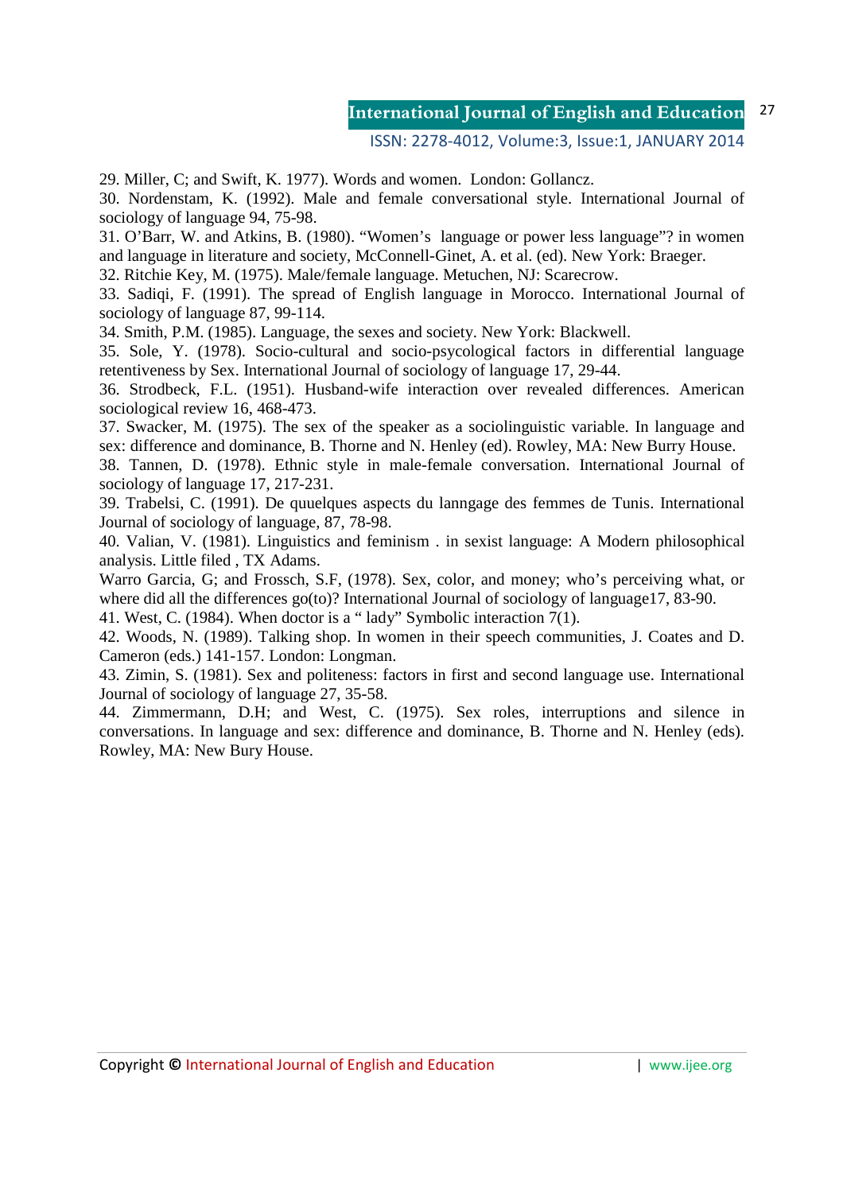29. Miller, C; and Swift, K. 1977). Words and women. London: Gollancz.

30. Nordenstam, K. (1992). Male and female conversational style. International Journal of sociology of language 94, 75-98.

31. O'Barr, W. and Atkins, B. (1980). "Women's language or power less language"? in women and language in literature and society, McConnell-Ginet, A. et al. (ed). New York: Braeger.

32. Ritchie Key, M. (1975). Male/female language. Metuchen, NJ: Scarecrow.

33. Sadiqi, F. (1991). The spread of English language in Morocco. International Journal of sociology of language 87, 99-114.

34. Smith, P.M. (1985). Language, the sexes and society. New York: Blackwell.

35. Sole, Y. (1978). Socio-cultural and socio-psycological factors in differential language retentiveness by Sex. International Journal of sociology of language 17, 29-44.

36. Strodbeck, F.L. (1951). Husband-wife interaction over revealed differences. American sociological review 16, 468-473.

37. Swacker, M. (1975). The sex of the speaker as a sociolinguistic variable. In language and sex: difference and dominance, B. Thorne and N. Henley (ed). Rowley, MA: New Burry House.

38. Tannen, D. (1978). Ethnic style in male-female conversation. International Journal of sociology of language 17, 217-231.

39. Trabelsi, C. (1991). De quuelques aspects du lanngage des femmes de Tunis. International Journal of sociology of language, 87, 78-98.

40. Valian, V. (1981). Linguistics and feminism . in sexist language: A Modern philosophical analysis. Little filed , TX Adams.

Warro Garcia, G; and Frossch, S.F, (1978). Sex, color, and money; who's perceiving what, or where did all the differences go(to)? International Journal of sociology of language17, 83-90.

41. West, C. (1984). When doctor is a " lady" Symbolic interaction 7(1).

42. Woods, N. (1989). Talking shop. In women in their speech communities, J. Coates and D. Cameron (eds.) 141-157. London: Longman.

43. Zimin, S. (1981). Sex and politeness: factors in first and second language use. International Journal of sociology of language 27, 35-58.

44. Zimmermann, D.H; and West, C. (1975). Sex roles, interruptions and silence in conversations. In language and sex: difference and dominance, B. Thorne and N. Henley (eds). Rowley, MA: New Bury House.